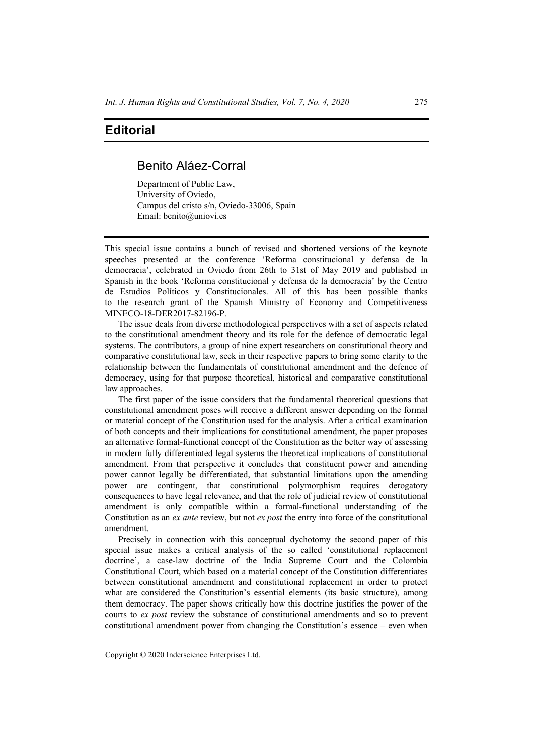# Editorial

## Benito Aláez-Corral

Department of Public Law,
University of Oviedo,
Campus del cristo s/n, Oviedo-33006, Spain
Email: benito@uniovi.es

This special issue contains a bunch of revised and shortened versions of the keynote speeches presented at the conference 'Reforma constitucional y defensa de la democracia', celebrated in Oviedo from 26th to 31st of May 2019 and published in Spanish in the book 'Reforma constitucional y defensa de la democracia' by the Centro de Estudios Políticos y Constitucionales. All of this has been possible thanks to the research grant of the Spanish Ministry of Economy and Competitiveness MINECO-18-DER2017-82196-P.

The issue deals from diverse methodological perspectives with a set of aspects related to the constitutional amendment theory and its role for the defence of democratic legal systems. The contributors, a group of nine expert researchers on constitutional theory and comparative constitutional law, seek in their respective papers to bring some clarity to the relationship between the fundamentals of constitutional amendment and the defence of democracy, using for that purpose theoretical, historical and comparative constitutional law approaches.

The first paper of the issue considers that the fundamental theoretical questions that constitutional amendment poses will receive a different answer depending on the formal or material concept of the Constitution used for the analysis. After a critical examination of both concepts and their implications for constitutional amendment, the paper proposes an alternative formal-functional concept of the Constitution as the better way of assessing in modern fully differentiated legal systems the theoretical implications of constitutional amendment. From that perspective it concludes that constituent power and amending power cannot legally be differentiated, that substantial limitations upon the amending power are contingent, that constitutional polymorphism requires derogatory consequences to have legal relevance, and that the role of judicial review of constitutional amendment is only compatible within a formal-functional understanding of the Constitution as an *ex ante* review, but not *ex post* the entry into force of the constitutional amendment.

Precisely in connection with this conceptual dychotomy the second paper of this special issue makes a critical analysis of the so called 'constitutional replacement doctrine', a case-law doctrine of the India Supreme Court and the Colombia Constitutional Court, which based on a material concept of the Constitution differentiates between constitutional amendment and constitutional replacement in order to protect what are considered the Constitution's essential elements (its basic structure), among them democracy. The paper shows critically how this doctrine justifies the power of the courts to *ex post* review the substance of constitutional amendments and so to prevent constitutional amendment power from changing the Constitution's essence – even when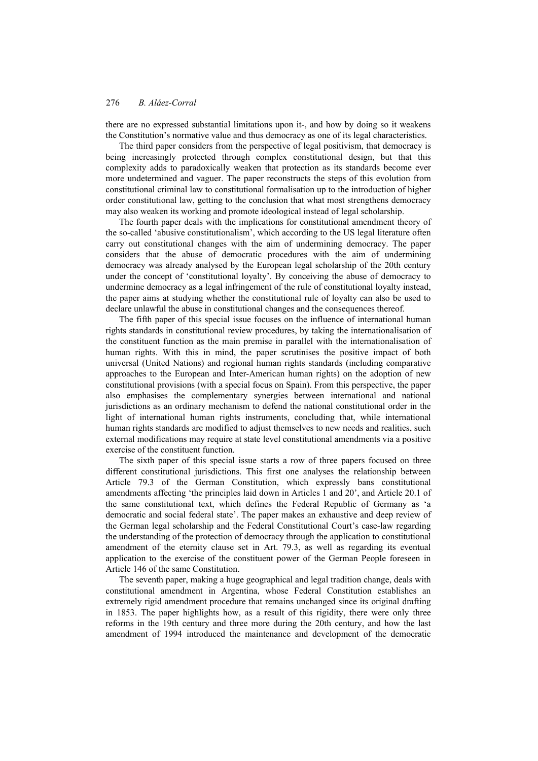there are no expressed substantial limitations upon it-, and how by doing so it weakens the Constitution's normative value and thus democracy as one of its legal characteristics.

The third paper considers from the perspective of legal positivism, that democracy is being increasingly protected through complex constitutional design, but that this complexity adds to paradoxically weaken that protection as its standards become ever more undetermined and vaguer. The paper reconstructs the steps of this evolution from constitutional criminal law to constitutional formalisation up to the introduction of higher order constitutional law, getting to the conclusion that what most strengthens democracy may also weaken its working and promote ideological instead of legal scholarship.

The fourth paper deals with the implications for constitutional amendment theory of the so-called 'abusive constitutionalism', which according to the US legal literature often carry out constitutional changes with the aim of undermining democracy. The paper considers that the abuse of democratic procedures with the aim of undermining democracy was already analysed by the European legal scholarship of the 20th century under the concept of 'constitutional loyalty'. By conceiving the abuse of democracy to undermine democracy as a legal infringement of the rule of constitutional loyalty instead, the paper aims at studying whether the constitutional rule of loyalty can also be used to declare unlawful the abuse in constitutional changes and the consequences thereof.

The fifth paper of this special issue focuses on the influence of international human rights standards in constitutional review procedures, by taking the internationalisation of the constituent function as the main premise in parallel with the internationalisation of human rights. With this in mind, the paper scrutinises the positive impact of both universal (United Nations) and regional human rights standards (including comparative approaches to the European and Inter-American human rights) on the adoption of new constitutional provisions (with a special focus on Spain). From this perspective, the paper also emphasises the complementary synergies between international and national jurisdictions as an ordinary mechanism to defend the national constitutional order in the light of international human rights instruments, concluding that, while international human rights standards are modified to adjust themselves to new needs and realities, such external modifications may require at state level constitutional amendments via a positive exercise of the constituent function.

The sixth paper of this special issue starts a row of three papers focused on three different constitutional jurisdictions. This first one analyses the relationship between Article 79.3 of the German Constitution, which expressly bans constitutional amendments affecting 'the principles laid down in Articles 1 and 20', and Article 20.1 of the same constitutional text, which defines the Federal Republic of Germany as 'a democratic and social federal state'. The paper makes an exhaustive and deep review of the German legal scholarship and the Federal Constitutional Court's case-law regarding the understanding of the protection of democracy through the application to constitutional amendment of the eternity clause set in Art. 79.3, as well as regarding its eventual application to the exercise of the constituent power of the German People foreseen in Article 146 of the same Constitution.

The seventh paper, making a huge geographical and legal tradition change, deals with constitutional amendment in Argentina, whose Federal Constitution establishes an extremely rigid amendment procedure that remains unchanged since its original drafting in 1853. The paper highlights how, as a result of this rigidity, there were only three reforms in the 19th century and three more during the 20th century, and how the last amendment of 1994 introduced the maintenance and development of the democratic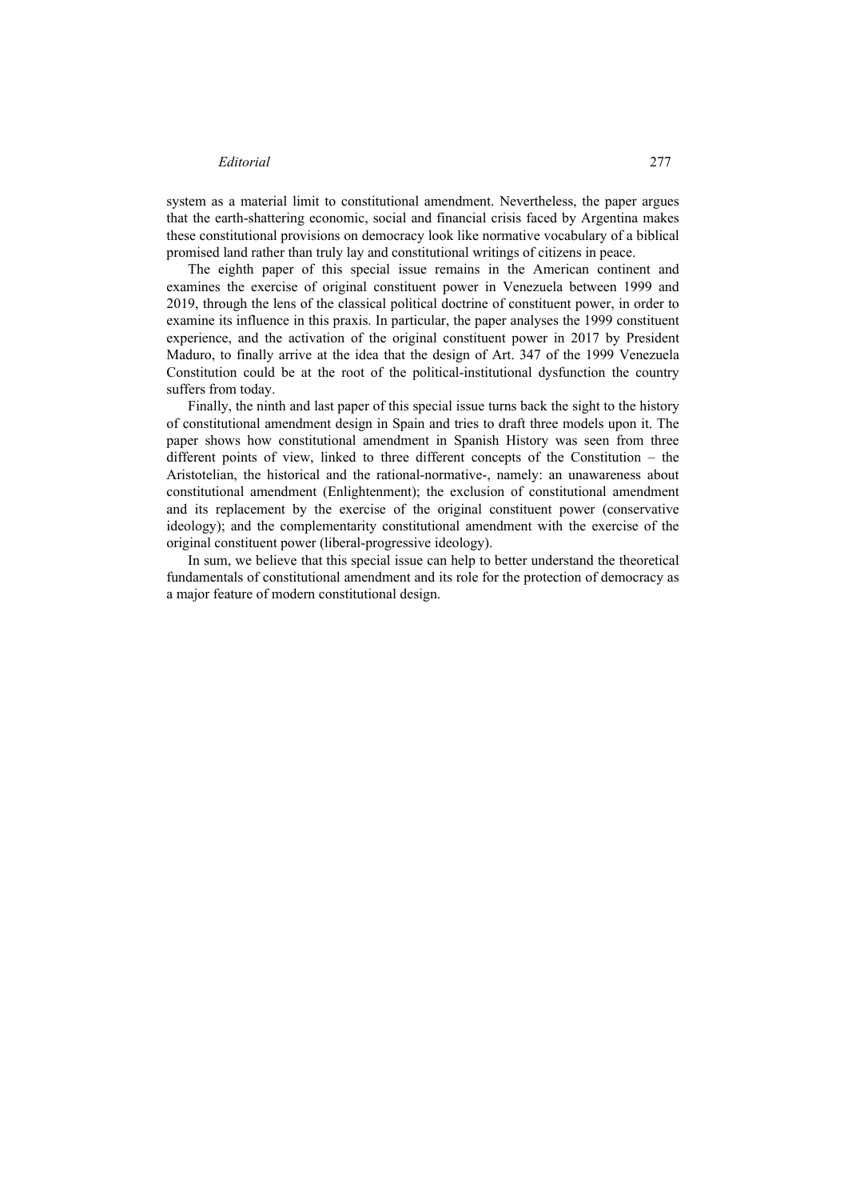system as a material limit to constitutional amendment. Nevertheless, the paper argues that the earth-shattering economic, social and financial crisis faced by Argentina makes these constitutional provisions on democracy look like normative vocabulary of a biblical promised land rather than truly lay and constitutional writings of citizens in peace.

The eighth paper of this special issue remains in the American continent and examines the exercise of original constituent power in Venezuela between 1999 and 2019, through the lens of the classical political doctrine of constituent power, in order to examine its influence in this praxis. In particular, the paper analyses the 1999 constituent experience, and the activation of the original constituent power in 2017 by President Maduro, to finally arrive at the idea that the design of Art. 347 of the 1999 Venezuela Constitution could be at the root of the political-institutional dysfunction the country suffers from today.

Finally, the ninth and last paper of this special issue turns back the sight to the history of constitutional amendment design in Spain and tries to draft three models upon it. The paper shows how constitutional amendment in Spanish History was seen from three different points of view, linked to three different concepts of the Constitution – the Aristotelian, the historical and the rational-normative-, namely: an unawareness about constitutional amendment (Enlightenment); the exclusion of constitutional amendment and its replacement by the exercise of the original constituent power (conservative ideology); and the complementarity constitutional amendment with the exercise of the original constituent power (liberal-progressive ideology).

In sum, we believe that this special issue can help to better understand the theoretical fundamentals of constitutional amendment and its role for the protection of democracy as a major feature of modern constitutional design.